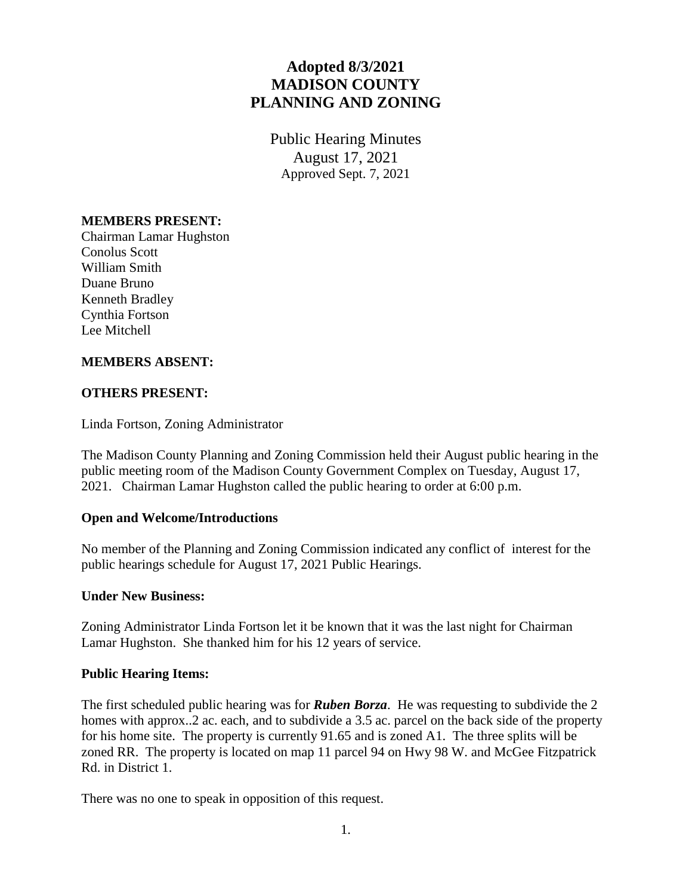# Adopted 8/3/2021
# MADISON COUNTY
# PLANNING AND ZONING

Public Hearing Minutes
August 17, 2021
Approved Sept. 7, 2021

**MEMBERS PRESENT:**
Chairman Lamar Hughston
Conolus Scott
William Smith
Duane Bruno
Kenneth Bradley
Cynthia Fortson
Lee Mitchell

**MEMBERS ABSENT:**

**OTHERS PRESENT:**

Linda Fortson, Zoning Administrator

The Madison County Planning and Zoning Commission held their August public hearing in the public meeting room of the Madison County Government Complex on Tuesday, August 17, 2021. Chairman Lamar Hughston called the public hearing to order at 6:00 p.m.

**Open and Welcome/Introductions**

No member of the Planning and Zoning Commission indicated any conflict of interest for the public hearings schedule for August 17, 2021 Public Hearings.

**Under New Business:**

Zoning Administrator Linda Fortson let it be known that it was the last night for Chairman Lamar Hughston. She thanked him for his 12 years of service.

**Public Hearing Items:**

The first scheduled public hearing was for ***Ruben Borza***. He was requesting to subdivide the 2 homes with approx..2 ac. each, and to subdivide a 3.5 ac. parcel on the back side of the property for his home site. The property is currently 91.65 and is zoned A1. The three splits will be zoned RR. The property is located on map 11 parcel 94 on Hwy 98 W. and McGee Fitzpatrick Rd. in District 1.

There was no one to speak in opposition of this request.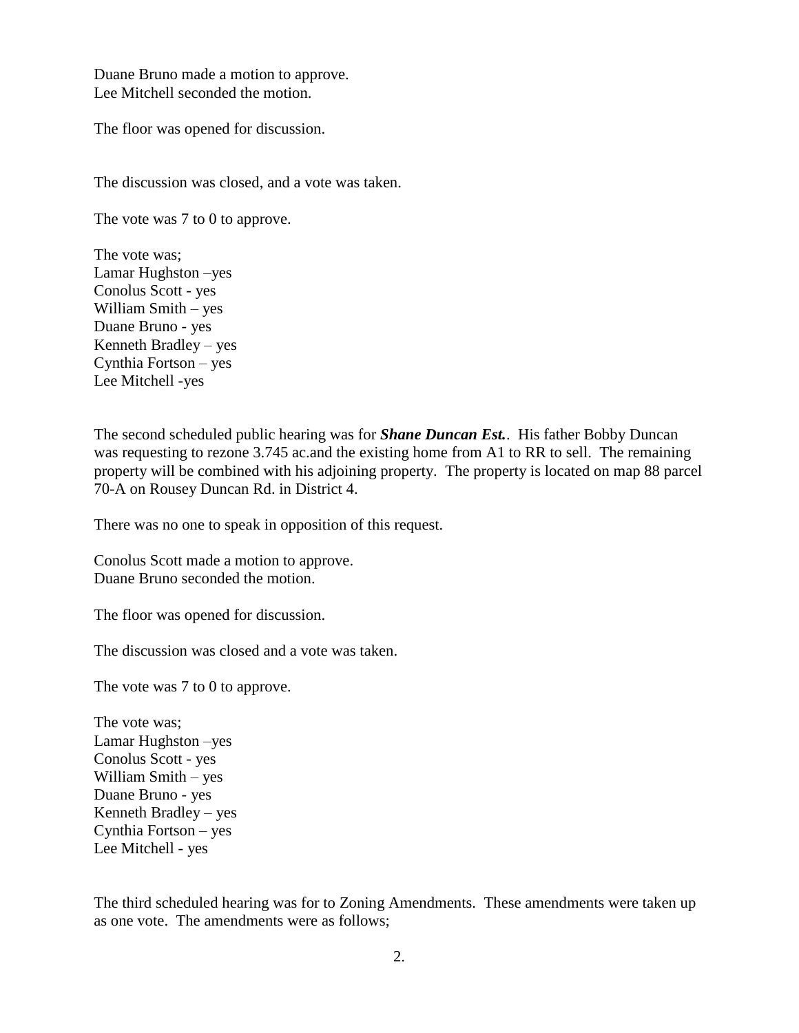Duane Bruno made a motion to approve.
Lee Mitchell seconded the motion.

The floor was opened for discussion.

The discussion was closed, and a vote was taken.

The vote was 7 to 0 to approve.

The vote was;
Lamar Hughston –yes
Conolus Scott - yes
William Smith – yes
Duane Bruno - yes
Kenneth Bradley – yes
Cynthia Fortson – yes
Lee Mitchell -yes

The second scheduled public hearing was for ***Shane Duncan Est.***. His father Bobby Duncan was requesting to rezone 3.745 ac.and the existing home from A1 to RR to sell. The remaining property will be combined with his adjoining property. The property is located on map 88 parcel 70-A on Rousey Duncan Rd. in District 4.

There was no one to speak in opposition of this request.

Conolus Scott made a motion to approve.
Duane Bruno seconded the motion.

The floor was opened for discussion.

The discussion was closed and a vote was taken.

The vote was 7 to 0 to approve.

The vote was;
Lamar Hughston –yes
Conolus Scott - yes
William Smith – yes
Duane Bruno - yes
Kenneth Bradley – yes
Cynthia Fortson – yes
Lee Mitchell - yes

The third scheduled hearing was for to Zoning Amendments. These amendments were taken up as one vote. The amendments were as follows;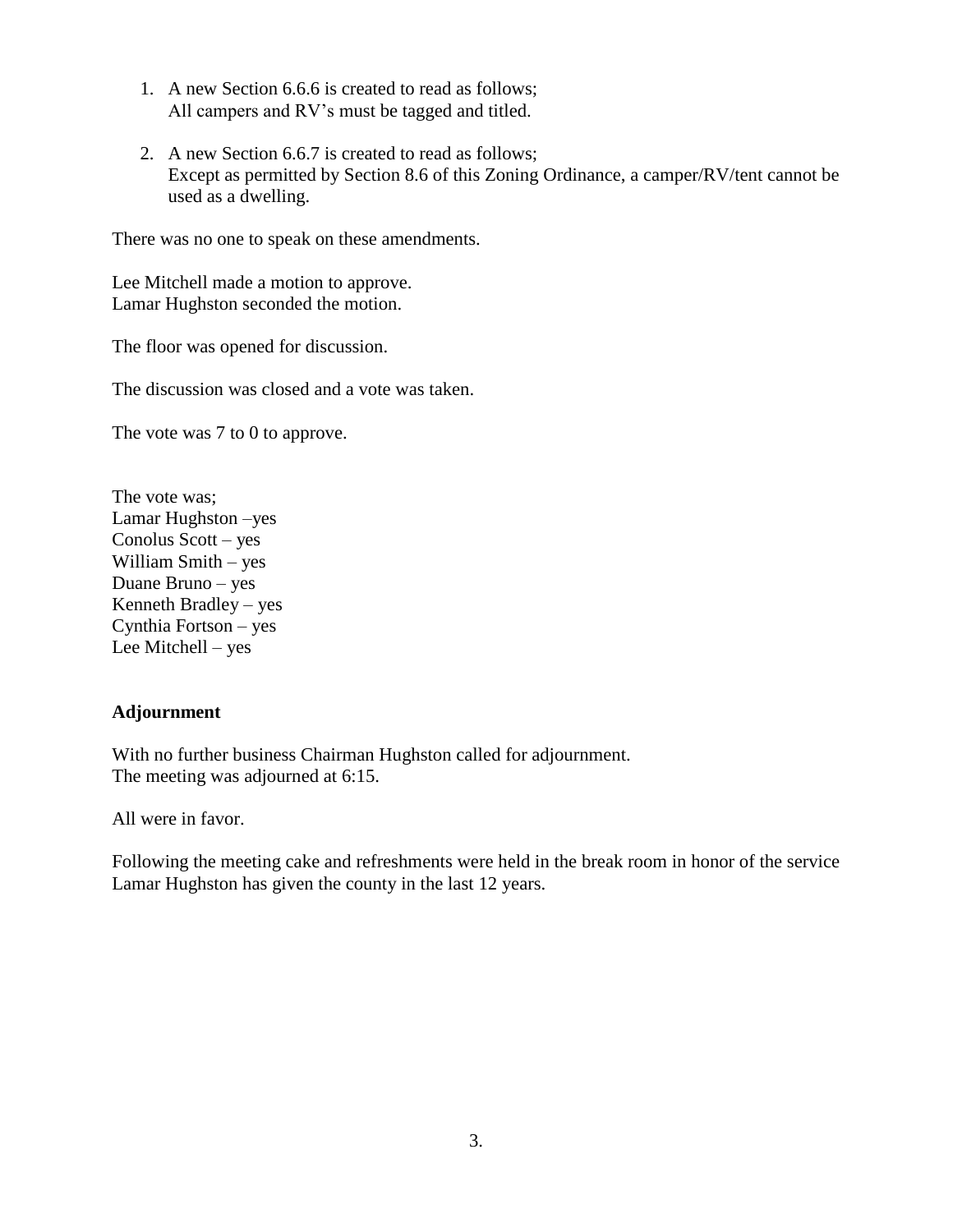1. A new Section 6.6.6 is created to read as follows;
   All campers and RV's must be tagged and titled.

2. A new Section 6.6.7 is created to read as follows;
   Except as permitted by Section 8.6 of this Zoning Ordinance, a camper/RV/tent cannot be used as a dwelling.

There was no one to speak on these amendments.

Lee Mitchell made a motion to approve.
Lamar Hughston seconded the motion.

The floor was opened for discussion.

The discussion was closed and a vote was taken.

The vote was 7 to 0 to approve.

The vote was;
Lamar Hughston –yes
Conolus Scott – yes
William Smith – yes
Duane Bruno – yes
Kenneth Bradley – yes
Cynthia Fortson – yes
Lee Mitchell – yes

**Adjournment**

With no further business Chairman Hughston called for adjournment.
The meeting was adjourned at 6:15.

All were in favor.

Following the meeting cake and refreshments were held in the break room in honor of the service Lamar Hughston has given the county in the last 12 years.